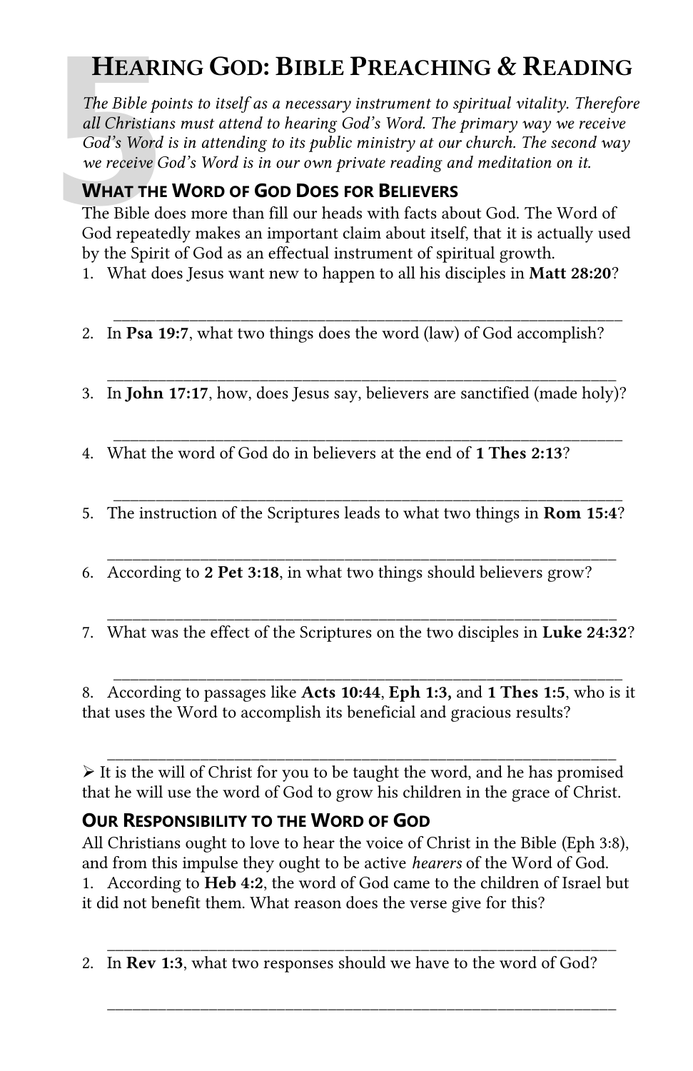# Hearing God: Bible Preaching & Reading

*The Bible points to itself as a necessary instrument to spiritual vitality. Therefore all Christians must attend to hearing God's Word. The primary way we receive God's Word is in attending to its public ministry at our church. The second way we receive God's Word is in our own private reading and meditation on it.*

## What the Word of God Does for Believers

The Bible does more than fill our heads with facts about God. The Word of God repeatedly makes an important claim about itself, that it is actually used by the Spirit of God as an effectual instrument of spiritual growth.

1. What does Jesus want new to happen to all his disciples in **Matt 28:20**?

   ________________________________________________________________

2. In **Psa 19:7**, what two things does the word (law) of God accomplish?

   ________________________________________________________________

3. In **John 17:17**, how, does Jesus say, believers are sanctified (made holy)?

   ________________________________________________________________

4. What the word of God do in believers at the end of **1 Thes 2:13**?

   ________________________________________________________________

5. The instruction of the Scriptures leads to what two things in **Rom 15:4**?

   ________________________________________________________________

6. According to **2 Pet 3:18**, in what two things should believers grow?

   ________________________________________________________________

7. What was the effect of the Scriptures on the two disciples in **Luke 24:32**?

   ________________________________________________________________

8. According to passages like **Acts 10:44**, **Eph 1:3,** and **1 Thes 1:5**, who is it that uses the Word to accomplish its beneficial and gracious results?

   ________________________________________________________________

➢ It is the will of Christ for you to be taught the word, and he has promised that he will use the word of God to grow his children in the grace of Christ.

## Our Responsibility to the Word of God

All Christians ought to love to hear the voice of Christ in the Bible (Eph 3:8), and from this impulse they ought to be active *hearers* of the Word of God.

1. According to **Heb 4:2**, the word of God came to the children of Israel but it did not benefit them. What reason does the verse give for this?

   ________________________________________________________________

2. In **Rev 1:3**, what two responses should we have to the word of God?

   ________________________________________________________________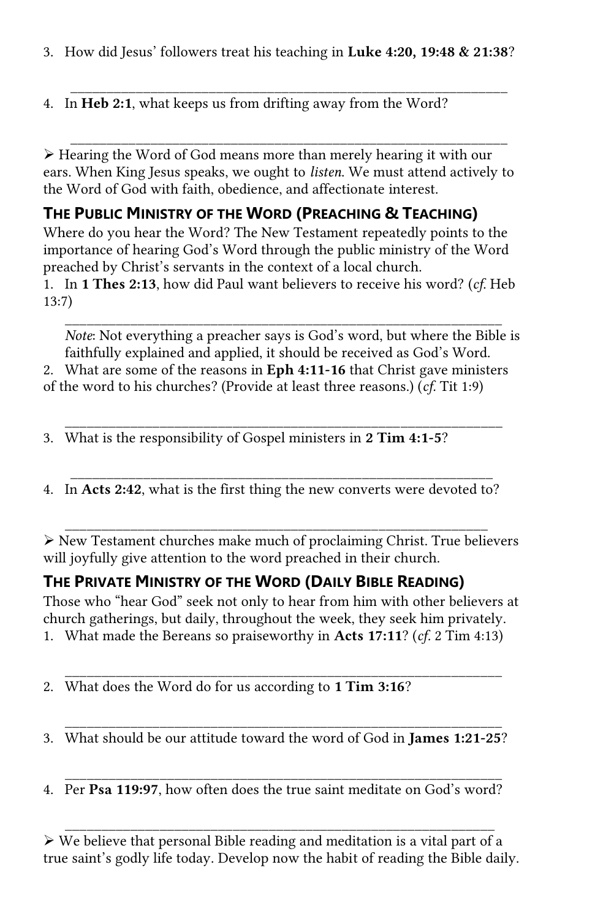3. How did Jesus' followers treat his teaching in **Luke 4:20, 19:48 & 21:38**?

\_\_\_\_\_\_\_\_\_\_\_\_\_\_\_\_\_\_\_\_\_\_\_\_\_\_\_\_\_\_\_\_\_\_\_\_\_\_\_\_\_\_\_\_\_\_\_\_\_\_\_\_\_\_\_\_\_\_\_\_\_\_

4. In **Heb 2:1**, what keeps us from drifting away from the Word?

\_\_\_\_\_\_\_\_\_\_\_\_\_\_\_\_\_\_\_\_\_\_\_\_\_\_\_\_\_\_\_\_\_\_\_\_\_\_\_\_\_\_\_\_\_\_\_\_\_\_\_\_\_\_\_\_\_\_\_\_\_\_

➢ Hearing the Word of God means more than merely hearing it with our ears. When King Jesus speaks, we ought to *listen*. We must attend actively to the Word of God with faith, obedience, and affectionate interest.

## THE PUBLIC MINISTRY OF THE WORD (PREACHING & TEACHING)

Where do you hear the Word? The New Testament repeatedly points to the importance of hearing God's Word through the public ministry of the Word preached by Christ's servants in the context of a local church.

1. In **1 Thes 2:13**, how did Paul want believers to receive his word? (*cf.* Heb 13:7)

\_\_\_\_\_\_\_\_\_\_\_\_\_\_\_\_\_\_\_\_\_\_\_\_\_\_\_\_\_\_\_\_\_\_\_\_\_\_\_\_\_\_\_\_\_\_\_\_\_\_\_\_\_\_\_\_\_\_\_\_\_\_

*Note*: Not everything a preacher says is God's word, but where the Bible is faithfully explained and applied, it should be received as God's Word.

2. What are some of the reasons in **Eph 4:11-16** that Christ gave ministers of the word to his churches? (Provide at least three reasons.) (*cf.* Tit 1:9)

\_\_\_\_\_\_\_\_\_\_\_\_\_\_\_\_\_\_\_\_\_\_\_\_\_\_\_\_\_\_\_\_\_\_\_\_\_\_\_\_\_\_\_\_\_\_\_\_\_\_\_\_\_\_\_\_\_\_\_\_\_\_

3. What is the responsibility of Gospel ministers in **2 Tim 4:1-5**?

\_\_\_\_\_\_\_\_\_\_\_\_\_\_\_\_\_\_\_\_\_\_\_\_\_\_\_\_\_\_\_\_\_\_\_\_\_\_\_\_\_\_\_\_\_\_\_\_\_\_\_\_\_\_\_\_\_\_\_\_\_\_

4. In **Acts 2:42**, what is the first thing the new converts were devoted to?

\_\_\_\_\_\_\_\_\_\_\_\_\_\_\_\_\_\_\_\_\_\_\_\_\_\_\_\_\_\_\_\_\_\_\_\_\_\_\_\_\_\_\_\_\_\_\_\_\_\_\_\_\_\_\_\_\_\_\_\_\_\_

➢ New Testament churches make much of proclaiming Christ. True believers will joyfully give attention to the word preached in their church.

## THE PRIVATE MINISTRY OF THE WORD (DAILY BIBLE READING)

Those who "hear God" seek not only to hear from him with other believers at church gatherings, but daily, throughout the week, they seek him privately.

1. What made the Bereans so praiseworthy in **Acts 17:11**? (*cf.* 2 Tim 4:13)

\_\_\_\_\_\_\_\_\_\_\_\_\_\_\_\_\_\_\_\_\_\_\_\_\_\_\_\_\_\_\_\_\_\_\_\_\_\_\_\_\_\_\_\_\_\_\_\_\_\_\_\_\_\_\_\_\_\_\_\_\_\_

2. What does the Word do for us according to **1 Tim 3:16**?

\_\_\_\_\_\_\_\_\_\_\_\_\_\_\_\_\_\_\_\_\_\_\_\_\_\_\_\_\_\_\_\_\_\_\_\_\_\_\_\_\_\_\_\_\_\_\_\_\_\_\_\_\_\_\_\_\_\_\_\_\_\_

3. What should be our attitude toward the word of God in **James 1:21-25**?

\_\_\_\_\_\_\_\_\_\_\_\_\_\_\_\_\_\_\_\_\_\_\_\_\_\_\_\_\_\_\_\_\_\_\_\_\_\_\_\_\_\_\_\_\_\_\_\_\_\_\_\_\_\_\_\_\_\_\_\_\_\_

4. Per **Psa 119:97**, how often does the true saint meditate on God's word?

\_\_\_\_\_\_\_\_\_\_\_\_\_\_\_\_\_\_\_\_\_\_\_\_\_\_\_\_\_\_\_\_\_\_\_\_\_\_\_\_\_\_\_\_\_\_\_\_\_\_\_\_\_\_\_\_\_\_\_\_\_\_

➢ We believe that personal Bible reading and meditation is a vital part of a true saint's godly life today. Develop now the habit of reading the Bible daily.